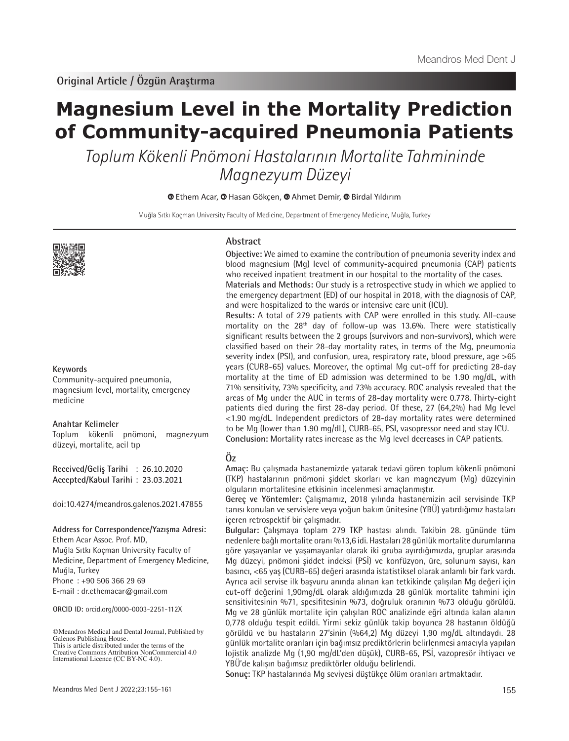Original Article / Özgün Araştırma

# Magnesium Level in the Mortality Prediction of Community-acquired Pneumonia Patients

*Toplum Kökenli Pnömoni Hastalarının Mortalite Tahmininde Magnezyum Düzeyi*

Ethem Acar, Hasan Gökçen, Ahmet Demir, Birdal Yıldırım

Muğla Sıtkı Koçman University Faculty of Medicine, Department of Emergency Medicine, Muğla, Turkey

## Abstract

**Objective:** We aimed to examine the contribution of pneumonia severity index and blood magnesium (Mg) level of community-acquired pneumonia (CAP) patients who received inpatient treatment in our hospital to the mortality of the cases.

**Materials and Methods:** Our study is a retrospective study in which we applied to the emergency department (ED) of our hospital in 2018, with the diagnosis of CAP, and were hospitalized to the wards or intensive care unit (ICU).

**Results:** A total of 279 patients with CAP were enrolled in this study. All-cause mortality on the 28th day of follow-up was 13.6%. There were statistically significant results between the 2 groups (survivors and non-survivors), which were classified based on their 28-day mortality rates, in terms of the Mg, pneumonia severity index (PSI), and confusion, urea, respiratory rate, blood pressure, age >65 years (CURB-65) values. Moreover, the optimal Mg cut-off for predicting 28-day mortality at the time of ED admission was determined to be 1.90 mg/dL, with 71% sensitivity, 73% specificity, and 73% accuracy. ROC analysis revealed that the areas of Mg under the AUC in terms of 28-day mortality were 0.778. Thirty-eight patients died during the first 28-day period. Of these, 27 (64,2%) had Mg level <1.90 mg/dL. Independent predictors of 28-day mortality rates were determined to be Mg (lower than 1.90 mg/dL), CURB-65, PSI, vasopressor need and stay ICU.

**Conclusion:** Mortality rates increase as the Mg level decreases in CAP patients.

**Keywords**

Community-acquired pneumonia, magnesium level, mortality, emergency medicine

## Öz

**Amaç:** Bu çalışmada hastanemizde yatarak tedavi gören toplum kökenli pnömoni (TKP) hastalarının pnömoni şiddet skorları ve kan magnezyum (Mg) düzeyinin olguların mortalitesine etkisinin incelenmesi amaçlanmıştır.

**Gereç ve Yöntemler:** Çalışmamız, 2018 yılında hastanemizin acil servisinde TKP tanısı konulan ve servislere veya yoğun bakım ünitesine (YBÜ) yatırdığımız hastaları içeren retrospektif bir çalışmadır.

**Bulgular:** Çalışmaya toplam 279 TKP hastası alındı. Takibin 28. gününde tüm nedenlere bağlı mortalite oranı %13,6 idi. Hastaları 28 günlük mortalite durumlarına göre yaşayanlar ve yaşamayanlar olarak iki gruba ayırdığımızda, gruplar arasında Mg düzeyi, pnömoni şiddet indeksi (PSİ) ve konfüzyon, üre, solunum sayısı, kan basıncı, <65 yaş (CURB-65) değeri arasında istatistiksel olarak anlamlı bir fark vardı. Ayrıca acil servise ilk başvuru anında alınan kan tetkikinde çalışılan Mg değeri için cut-off değerini 1,90mg/dL olarak aldığımızda 28 günlük mortalite tahmini için sensitivitesinin %71, spesifitesinin %73, doğruluk oranının %73 olduğu görüldü. Mg ve 28 günlük mortalite için çalışılan ROC analizinde eğri altında kalan alanın 0,778 olduğu tespit edildi. Yirmi sekiz günlük takip boyunca 28 hastanın öldüğü görüldü ve bu hastaların 27'sinin (%64,2) Mg düzeyi 1,90 mg/dL altındaydı. 28 günlük mortalite oranları için bağımsız prediktörlerin belirlenmesi amacıyla yapılan lojistik analizde Mg (1,90 mg/dL'den düşük), CURB-65, PSİ, vazopresör ihtiyacı ve YBÜ'de kalışın bağımsız prediktörler olduğu belirlendi.

**Sonuç:** TKP hastalarında Mg seviyesi düştükçe ölüm oranları artmaktadır.

**Anahtar Kelimeler**

Toplum kökenli pnömoni, magnezyum düzeyi, mortalite, acil tıp

**Received/Geliş Tarihi** : 26.10.2020
**Accepted/Kabul Tarihi** : 23.03.2021

doi:10.4274/meandros.galenos.2021.47855

**Address for Correspondence/Yazışma Adresi:**
Ethem Acar Assoc. Prof. MD,
Muğla Sıtkı Koçman University Faculty of Medicine, Department of Emergency Medicine, Muğla, Turkey
Phone : +90 506 366 29 69
E-mail : dr.ethemacar@gmail.com

**ORCID ID:** orcid.org/0000-0003-2251-112X

©Meandros Medical and Dental Journal, Published by Galenos Publishing House.
This is article distributed under the terms of the Creative Commons Attribution NonCommercial 4.0 International Licence (CC BY-NC 4.0).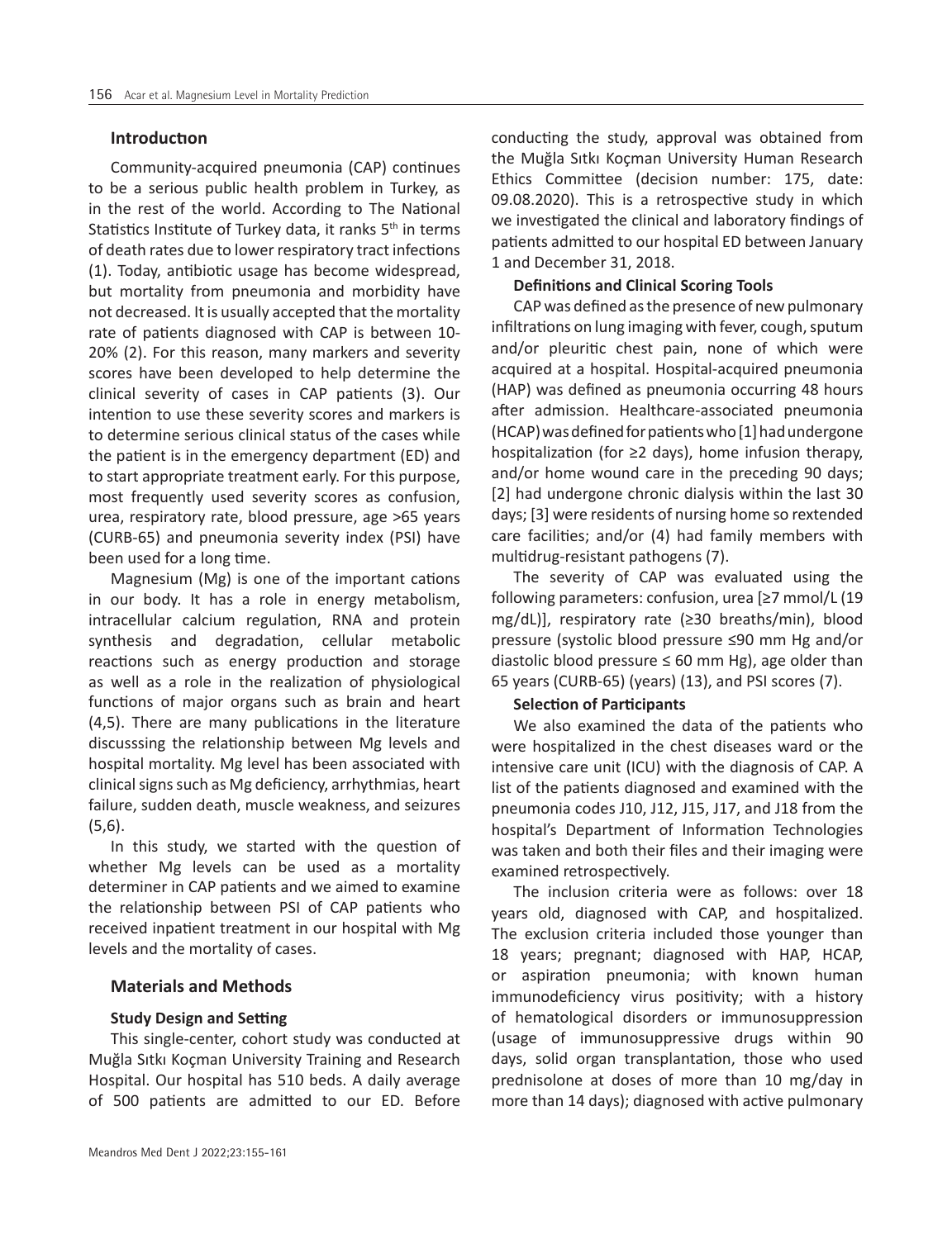## Introduction

Community-acquired pneumonia (CAP) continues to be a serious public health problem in Turkey, as in the rest of the world. According to The National Statistics Institute of Turkey data, it ranks 5th in terms of death rates due to lower respiratory tract infections (1). Today, antibiotic usage has become widespread, but mortality from pneumonia and morbidity have not decreased. It is usually accepted that the mortality rate of patients diagnosed with CAP is between 10-20% (2). For this reason, many markers and severity scores have been developed to help determine the clinical severity of cases in CAP patients (3). Our intention to use these severity scores and markers is to determine serious clinical status of the cases while the patient is in the emergency department (ED) and to start appropriate treatment early. For this purpose, most frequently used severity scores as confusion, urea, respiratory rate, blood pressure, age >65 years (CURB-65) and pneumonia severity index (PSI) have been used for a long time.

Magnesium (Mg) is one of the important cations in our body. It has a role in energy metabolism, intracellular calcium regulation, RNA and protein synthesis and degradation, cellular metabolic reactions such as energy production and storage as well as a role in the realization of physiological functions of major organs such as brain and heart (4,5). There are many publications in the literature discusssing the relationship between Mg levels and hospital mortality. Mg level has been associated with clinical signs such as Mg deficiency, arrhythmias, heart failure, sudden death, muscle weakness, and seizures (5,6).

In this study, we started with the question of whether Mg levels can be used as a mortality determiner in CAP patients and we aimed to examine the relationship between PSI of CAP patients who received inpatient treatment in our hospital with Mg levels and the mortality of cases.

## Materials and Methods

### Study Design and Setting

This single-center, cohort study was conducted at Muğla Sıtkı Koçman University Training and Research Hospital. Our hospital has 510 beds. A daily average of 500 patients are admitted to our ED. Before conducting the study, approval was obtained from the Muğla Sıtkı Koçman University Human Research Ethics Committee (decision number: 175, date: 09.08.2020). This is a retrospective study in which we investigated the clinical and laboratory findings of patients admitted to our hospital ED between January 1 and December 31, 2018.

### Definitions and Clinical Scoring Tools

CAP was defined as the presence of new pulmonary infiltrations on lung imaging with fever, cough, sputum and/or pleuritic chest pain, none of which were acquired at a hospital. Hospital-acquired pneumonia (HAP) was defined as pneumonia occurring 48 hours after admission. Healthcare-associated pneumonia (HCAP) was defined for patients who [1] had undergone hospitalization (for ≥2 days), home infusion therapy, and/or home wound care in the preceding 90 days; [2] had undergone chronic dialysis within the last 30 days; [3] were residents of nursing home so rextended care facilities; and/or (4) had family members with multidrug-resistant pathogens (7).

The severity of CAP was evaluated using the following parameters: confusion, urea [≥7 mmol/L (19 mg/dL)], respiratory rate (≥30 breaths/min), blood pressure (systolic blood pressure ≤90 mm Hg and/or diastolic blood pressure ≤ 60 mm Hg), age older than 65 years (CURB-65) (years) (13), and PSI scores (7).

### Selection of Participants

We also examined the data of the patients who were hospitalized in the chest diseases ward or the intensive care unit (ICU) with the diagnosis of CAP. A list of the patients diagnosed and examined with the pneumonia codes J10, J12, J15, J17, and J18 from the hospital's Department of Information Technologies was taken and both their files and their imaging were examined retrospectively.

The inclusion criteria were as follows: over 18 years old, diagnosed with CAP, and hospitalized. The exclusion criteria included those younger than 18 years; pregnant; diagnosed with HAP, HCAP, or aspiration pneumonia; with known human immunodeficiency virus positivity; with a history of hematological disorders or immunosuppression (usage of immunosuppressive drugs within 90 days, solid organ transplantation, those who used prednisolone at doses of more than 10 mg/day in more than 14 days); diagnosed with active pulmonary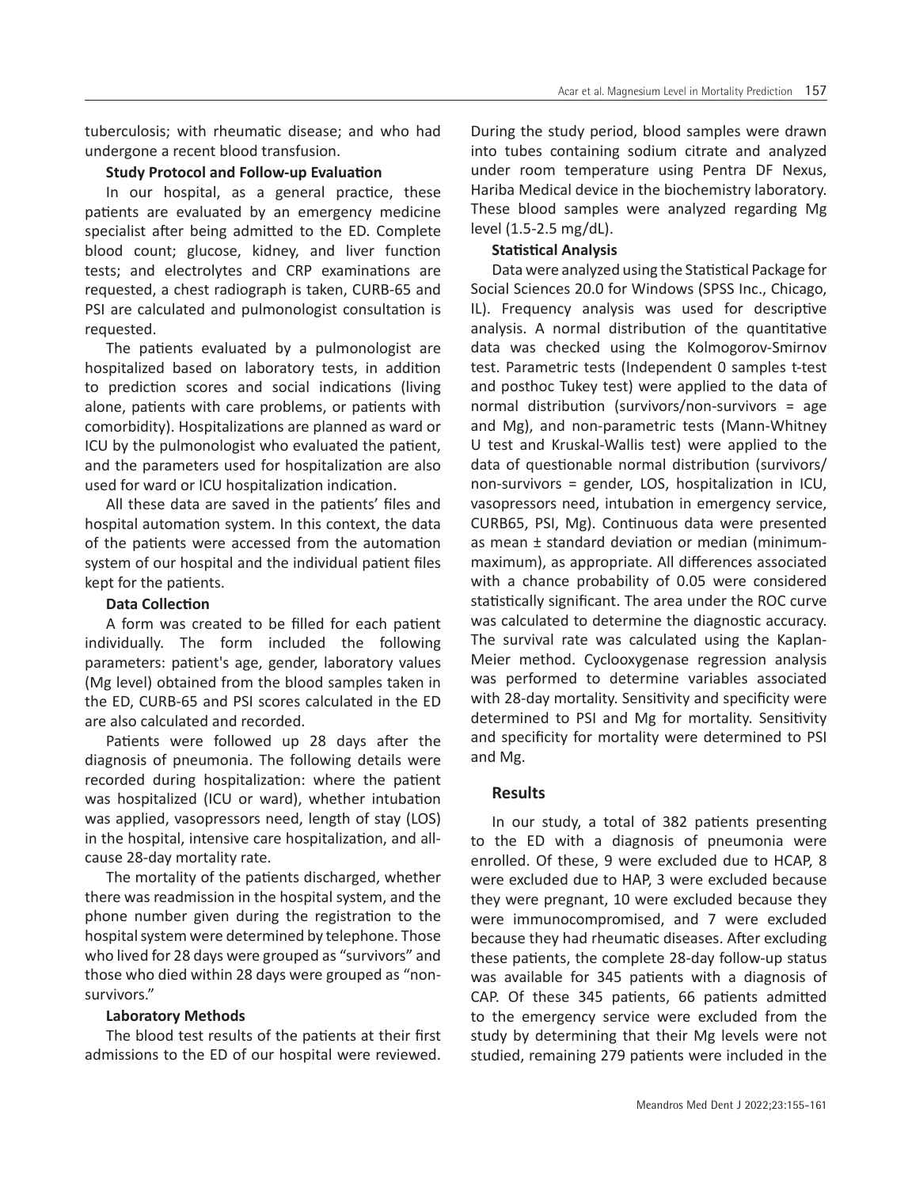tuberculosis; with rheumatic disease; and who had undergone a recent blood transfusion.

### Study Protocol and Follow-up Evaluation

In our hospital, as a general practice, these patients are evaluated by an emergency medicine specialist after being admitted to the ED. Complete blood count; glucose, kidney, and liver function tests; and electrolytes and CRP examinations are requested, a chest radiograph is taken, CURB-65 and PSI are calculated and pulmonologist consultation is requested.

The patients evaluated by a pulmonologist are hospitalized based on laboratory tests, in addition to prediction scores and social indications (living alone, patients with care problems, or patients with comorbidity). Hospitalizations are planned as ward or ICU by the pulmonologist who evaluated the patient, and the parameters used for hospitalization are also used for ward or ICU hospitalization indication.

All these data are saved in the patients' files and hospital automation system. In this context, the data of the patients were accessed from the automation system of our hospital and the individual patient files kept for the patients.

### Data Collection

A form was created to be filled for each patient individually. The form included the following parameters: patient's age, gender, laboratory values (Mg level) obtained from the blood samples taken in the ED, CURB-65 and PSI scores calculated in the ED are also calculated and recorded.

Patients were followed up 28 days after the diagnosis of pneumonia. The following details were recorded during hospitalization: where the patient was hospitalized (ICU or ward), whether intubation was applied, vasopressors need, length of stay (LOS) in the hospital, intensive care hospitalization, and all-cause 28-day mortality rate.

The mortality of the patients discharged, whether there was readmission in the hospital system, and the phone number given during the registration to the hospital system were determined by telephone. Those who lived for 28 days were grouped as "survivors" and those who died within 28 days were grouped as "non-survivors."

### Laboratory Methods

The blood test results of the patients at their first admissions to the ED of our hospital were reviewed. During the study period, blood samples were drawn into tubes containing sodium citrate and analyzed under room temperature using Pentra DF Nexus, Hariba Medical device in the biochemistry laboratory. These blood samples were analyzed regarding Mg level (1.5-2.5 mg/dL).

### Statistical Analysis

Data were analyzed using the Statistical Package for Social Sciences 20.0 for Windows (SPSS Inc., Chicago, IL). Frequency analysis was used for descriptive analysis. A normal distribution of the quantitative data was checked using the Kolmogorov-Smirnov test. Parametric tests (Independent 0 samples t-test and posthoc Tukey test) were applied to the data of normal distribution (survivors/non-survivors = age and Mg), and non-parametric tests (Mann-Whitney U test and Kruskal-Wallis test) were applied to the data of questionable normal distribution (survivors/non-survivors = gender, LOS, hospitalization in ICU, vasopressors need, intubation in emergency service, CURB65, PSI, Mg). Continuous data were presented as mean ± standard deviation or median (minimum-maximum), as appropriate. All differences associated with a chance probability of 0.05 were considered statistically significant. The area under the ROC curve was calculated to determine the diagnostic accuracy. The survival rate was calculated using the Kaplan-Meier method. Cyclooxygenase regression analysis was performed to determine variables associated with 28-day mortality. Sensitivity and specificity were determined to PSI and Mg for mortality. Sensitivity and specificity for mortality were determined to PSI and Mg.

## Results

In our study, a total of 382 patients presenting to the ED with a diagnosis of pneumonia were enrolled. Of these, 9 were excluded due to HCAP, 8 were excluded due to HAP, 3 were excluded because they were pregnant, 10 were excluded because they were immunocompromised, and 7 were excluded because they had rheumatic diseases. After excluding these patients, the complete 28-day follow-up status was available for 345 patients with a diagnosis of CAP. Of these 345 patients, 66 patients admitted to the emergency service were excluded from the study by determining that their Mg levels were not studied, remaining 279 patients were included in the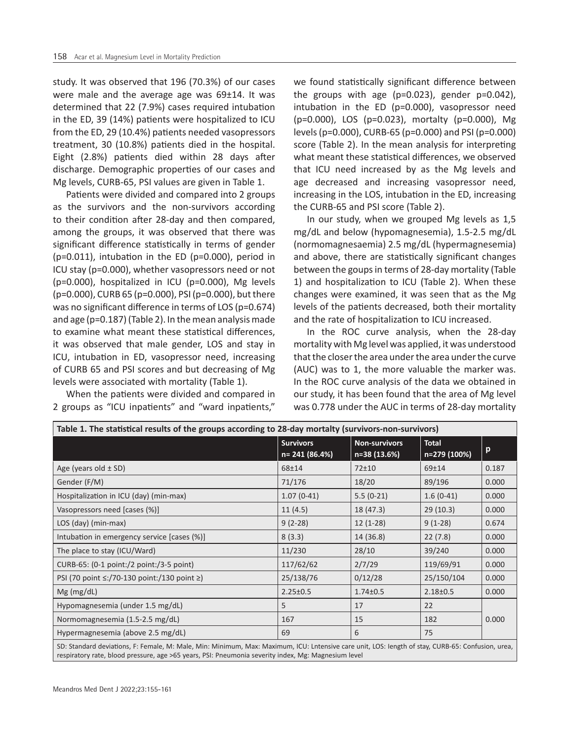study. It was observed that 196 (70.3%) of our cases were male and the average age was 69±14. It was determined that 22 (7.9%) cases required intubation in the ED, 39 (14%) patients were hospitalized to ICU from the ED, 29 (10.4%) patients needed vasopressors treatment, 30 (10.8%) patients died in the hospital. Eight (2.8%) patients died within 28 days after discharge. Demographic properties of our cases and Mg levels, CURB-65, PSI values are given in Table 1.

Patients were divided and compared into 2 groups as the survivors and the non-survivors according to their condition after 28-day and then compared, among the groups, it was observed that there was significant difference statistically in terms of gender (p=0.011), intubation in the ED (p=0.000), period in ICU stay (p=0.000), whether vasopressors need or not (p=0.000), hospitalized in ICU (p=0.000), Mg levels (p=0.000), CURB 65 (p=0.000), PSI (p=0.000), but there was no significant difference in terms of LOS (p=0.674) and age (p=0.187) (Table 2). In the mean analysis made to examine what meant these statistical differences, it was observed that male gender, LOS and stay in ICU, intubation in ED, vasopressor need, increasing of CURB 65 and PSI scores and but decreasing of Mg levels were associated with mortality (Table 1).

When the patients were divided and compared in 2 groups as "ICU inpatients" and "ward inpatients," we found statistically significant difference between the groups with age (p=0.023), gender p=0.042), intubation in the ED (p=0.000), vasopressor need (p=0.000), LOS (p=0.023), mortalty (p=0.000), Mg levels (p=0.000), CURB-65 (p=0.000) and PSI (p=0.000) score (Table 2). In the mean analysis for interpreting what meant these statistical differences, we observed that ICU need increased by as the Mg levels and age decreased and increasing vasopressor need, increasing in the LOS, intubation in the ED, increasing the CURB-65 and PSI score (Table 2).

In our study, when we grouped Mg levels as 1,5 mg/dL and below (hypomagnesemia), 1.5-2.5 mg/dL (normomagnesaemia) 2.5 mg/dL (hypermagnesemia) and above, there are statistically significant changes between the goups in terms of 28-day mortality (Table 1) and hospitalization to ICU (Table 2). When these changes were examined, it was seen that as the Mg levels of the patients decreased, both their mortality and the rate of hospitalization to ICU increased.

In the ROC curve analysis, when the 28-day mortality with Mg level was applied, it was understood that the closer the area under the area under the curve (AUC) was to 1, the more valuable the marker was. In the ROC curve analysis of the data we obtained in our study, it has been found that the area of Mg level was 0.778 under the AUC in terms of 28-day mortality

**Table 1. The statistical results of the groups according to 28-day mortalty (survivors-non-survivors)**

| | Survivors n= 241 (86.4%) | Non-survivors n=38 (13.6%) | Total n=279 (100%) | p |
|---|---|---|---|---|
| Age (years old ± SD) | 68±14 | 72±10 | 69±14 | 0.187 |
| Gender (F/M) | 71/176 | 18/20 | 89/196 | 0.000 |
| Hospitalization in ICU (day) (min-max) | 1.07 (0-41) | 5.5 (0-21) | 1.6 (0-41) | 0.000 |
| Vasopressors need [cases (%)] | 11 (4.5) | 18 (47.3) | 29 (10.3) | 0.000 |
| LOS (day) (min-max) | 9 (2-28) | 12 (1-28) | 9 (1-28) | 0.674 |
| Intubation in emergency service [cases (%)] | 8 (3.3) | 14 (36.8) | 22 (7.8) | 0.000 |
| The place to stay (ICU/Ward) | 11/230 | 28/10 | 39/240 | 0.000 |
| CURB-65: (0-1 point:/2 point:/3-5 point) | 117/62/62 | 2/7/29 | 119/69/91 | 0.000 |
| PSI (70 point ≤:/70-130 point:/130 point ≥) | 25/138/76 | 0/12/28 | 25/150/104 | 0.000 |
| Mg (mg/dL) | 2.25±0.5 | 1.74±0.5 | 2.18±0.5 | 0.000 |
| Hypomagnesemia (under 1.5 mg/dL) | 5 | 17 | 22 | 0.000 |
| Normomagnesemia (1.5-2.5 mg/dL) | 167 | 15 | 182 | |
| Hypermagnesemia (above 2.5 mg/dL) | 69 | 6 | 75 | |

SD: Standard deviations, F: Female, M: Male, Min: Minimum, Max: Maximum, ICU: Lntensive care unit, LOS: length of stay, CURB-65: Confusion, urea, respiratory rate, blood pressure, age >65 years, PSI: Pneumonia severity index, Mg: Magnesium level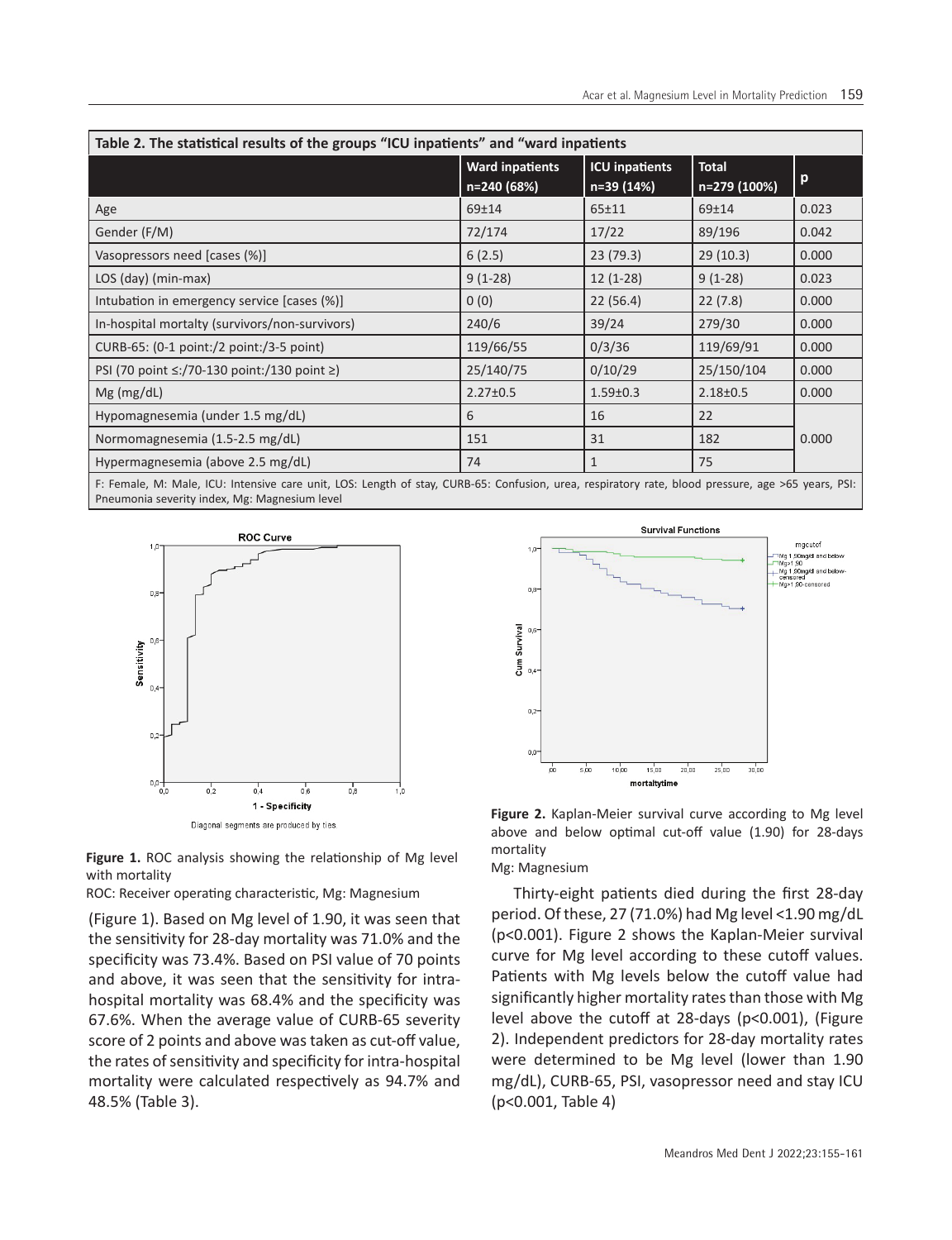**Table 2. The statistical results of the groups "ICU inpatients" and "ward inpatients**

| | Ward inpatients n=240 (68%) | ICU inpatients n=39 (14%) | Total n=279 (100%) | p |
|---|---|---|---|---|
| Age | 69±14 | 65±11 | 69±14 | 0.023 |
| Gender (F/M) | 72/174 | 17/22 | 89/196 | 0.042 |
| Vasopressors need [cases (%)] | 6 (2.5) | 23 (79.3) | 29 (10.3) | 0.000 |
| LOS (day) (min-max) | 9 (1-28) | 12 (1-28) | 9 (1-28) | 0.023 |
| Intubation in emergency service [cases (%)] | 0 (0) | 22 (56.4) | 22 (7.8) | 0.000 |
| In-hospital mortalty (survivors/non-survivors) | 240/6 | 39/24 | 279/30 | 0.000 |
| CURB-65: (0-1 point:/2 point:/3-5 point) | 119/66/55 | 0/3/36 | 119/69/91 | 0.000 |
| PSI (70 point ≤:/70-130 point:/130 point ≥) | 25/140/75 | 0/10/29 | 25/150/104 | 0.000 |
| Mg (mg/dL) | 2.27±0.5 | 1.59±0.3 | 2.18±0.5 | 0.000 |
| Hypomagnesemia (under 1.5 mg/dL) | 6 | 16 | 22 | |
| Normomagnesemia (1.5-2.5 mg/dL) | 151 | 31 | 182 | 0.000 |
| Hypermagnesemia (above 2.5 mg/dL) | 74 | 1 | 75 | |

F: Female, M: Male, ICU: Intensive care unit, LOS: Length of stay, CURB-65: Confusion, urea, respiratory rate, blood pressure, age >65 years, PSI: Pneumonia severity index, Mg: Magnesium level

**Figure 1.** ROC analysis showing the relationship of Mg level with mortality

ROC: Receiver operating characteristic, Mg: Magnesium

(Figure 1). Based on Mg level of 1.90, it was seen that the sensitivity for 28-day mortality was 71.0% and the specificity was 73.4%. Based on PSI value of 70 points and above, it was seen that the sensitivity for intra-hospital mortality was 68.4% and the specificity was 67.6%. When the average value of CURB-65 severity score of 2 points and above was taken as cut-off value, the rates of sensitivity and specificity for intra-hospital mortality were calculated respectively as 94.7% and 48.5% (Table 3).

**Figure 2.** Kaplan-Meier survival curve according to Mg level above and below optimal cut-off value (1.90) for 28-days mortality

Mg: Magnesium

Thirty-eight patients died during the first 28-day period. Of these, 27 (71.0%) had Mg level <1.90 mg/dL (p<0.001). Figure 2 shows the Kaplan-Meier survival curve for Mg level according to these cutoff values. Patients with Mg levels below the cutoff value had significantly higher mortality rates than those with Mg level above the cutoff at 28-days (p<0.001), (Figure 2). Independent predictors for 28-day mortality rates were determined to be Mg level (lower than 1.90 mg/dL), CURB-65, PSI, vasopressor need and stay ICU (p<0.001, Table 4)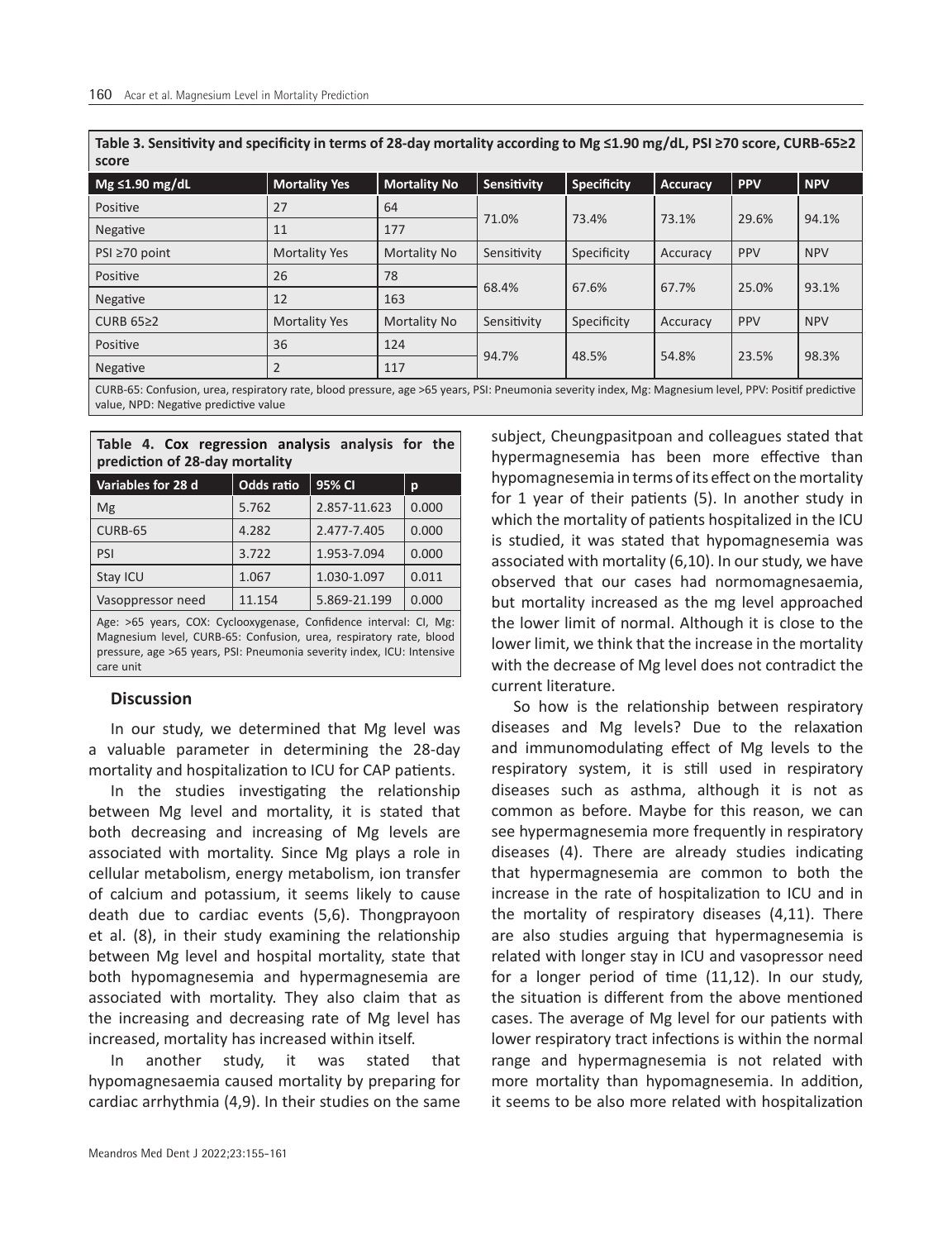**Table 3. Sensitivity and specificity in terms of 28-day mortality according to Mg ≤1.90 mg/dL, PSI ≥70 score, CURB-65≥2 score**

| Mg ≤1.90 mg/dL | Mortality Yes | Mortality No | Sensitivity | Specificity | Accuracy | PPV | NPV |
|---|---|---|---|---|---|---|---|
| Positive | 27 | 64 | 71.0% | 73.4% | 73.1% | 29.6% | 94.1% |
| Negative | 11 | 177 | | | | | |
| PSI ≥70 point | Mortality Yes | Mortality No | Sensitivity | Specificity | Accuracy | PPV | NPV |
| Positive | 26 | 78 | 68.4% | 67.6% | 67.7% | 25.0% | 93.1% |
| Negative | 12 | 163 | | | | | |
| CURB 65≥2 | Mortality Yes | Mortality No | Sensitivity | Specificity | Accuracy | PPV | NPV |
| Positive | 36 | 124 | 94.7% | 48.5% | 54.8% | 23.5% | 98.3% |
| Negative | 2 | 117 | | | | | |

CURB-65: Confusion, urea, respiratory rate, blood pressure, age >65 years, PSI: Pneumonia severity index, Mg: Magnesium level, PPV: Positif predictive value, NPD: Negative predictive value

**Table 4. Cox regression analysis analysis for the prediction of 28-day mortality**

| Variables for 28 d | Odds ratio | 95% CI | p |
|---|---|---|---|
| Mg | 5.762 | 2.857-11.623 | 0.000 |
| CURB-65 | 4.282 | 2.477-7.405 | 0.000 |
| PSI | 3.722 | 1.953-7.094 | 0.000 |
| Stay ICU | 1.067 | 1.030-1.097 | 0.011 |
| Vasoppressor need | 11.154 | 5.869-21.199 | 0.000 |

Age: >65 years, COX: Cyclooxygenase, Confidence interval: CI, Mg: Magnesium level, CURB-65: Confusion, urea, respiratory rate, blood pressure, age >65 years, PSI: Pneumonia severity index, ICU: Intensive care unit

## Discussion

In our study, we determined that Mg level was a valuable parameter in determining the 28-day mortality and hospitalization to ICU for CAP patients.

In the studies investigating the relationship between Mg level and mortality, it is stated that both decreasing and increasing of Mg levels are associated with mortality. Since Mg plays a role in cellular metabolism, energy metabolism, ion transfer of calcium and potassium, it seems likely to cause death due to cardiac events (5,6). Thongprayoon et al. (8), in their study examining the relationship between Mg level and hospital mortality, state that both hypomagnesemia and hypermagnesemia are associated with mortality. They also claim that as the increasing and decreasing rate of Mg level has increased, mortality has increased within itself.

In another study, it was stated that hypomagnesaemia caused mortality by preparing for cardiac arrhythmia (4,9). In their studies on the same subject, Cheungpasitpoan and colleagues stated that hypermagnesemia has been more effective than hypomagnesemia in terms of its effect on the mortality for 1 year of their patients (5). In another study in which the mortality of patients hospitalized in the ICU is studied, it was stated that hypomagnesemia was associated with mortality (6,10). In our study, we have observed that our cases had normomagnesaemia, but mortality increased as the mg level approached the lower limit of normal. Although it is close to the lower limit, we think that the increase in the mortality with the decrease of Mg level does not contradict the current literature.

So how is the relationship between respiratory diseases and Mg levels? Due to the relaxation and immunomodulating effect of Mg levels to the respiratory system, it is still used in respiratory diseases such as asthma, although it is not as common as before. Maybe for this reason, we can see hypermagnesemia more frequently in respiratory diseases (4). There are already studies indicating that hypermagnesemia are common to both the increase in the rate of hospitalization to ICU and in the mortality of respiratory diseases (4,11). There are also studies arguing that hypermagnesemia is related with longer stay in ICU and vasopressor need for a longer period of time (11,12). In our study, the situation is different from the above mentioned cases. The average of Mg level for our patients with lower respiratory tract infections is within the normal range and hypermagnesemia is not related with more mortality than hypomagnesemia. In addition, it seems to be also more related with hospitalization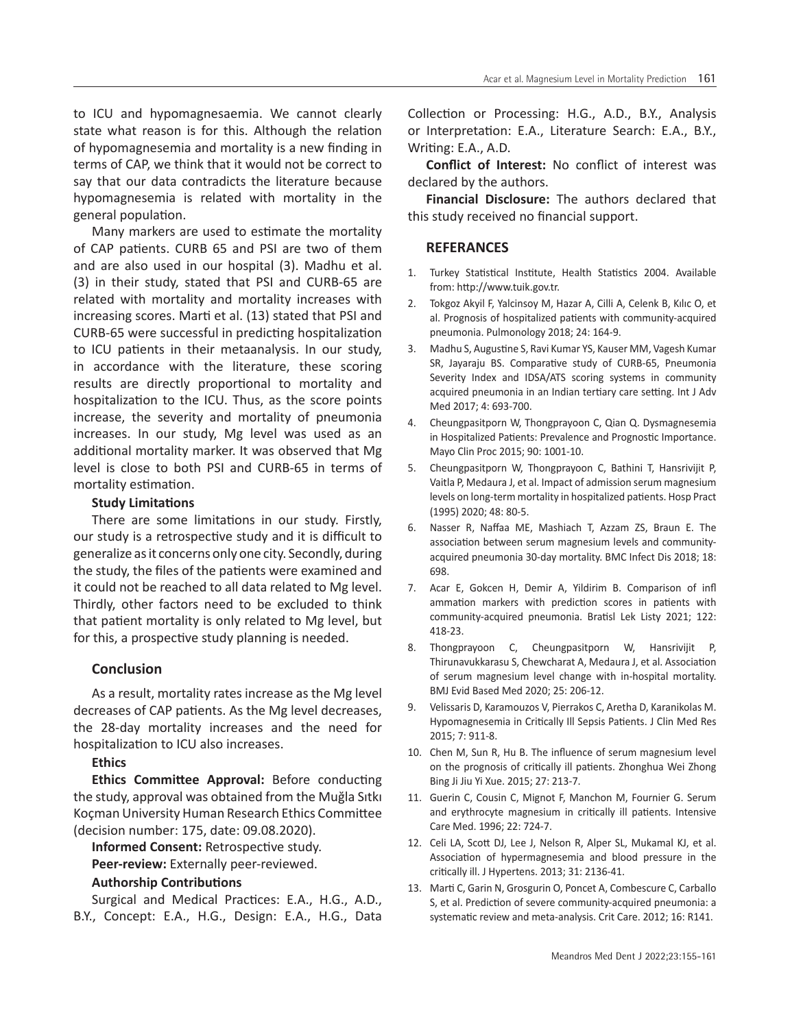to ICU and hypomagnesaemia. We cannot clearly state what reason is for this. Although the relation of hypomagnesemia and mortality is a new finding in terms of CAP, we think that it would not be correct to say that our data contradicts the literature because hypomagnesemia is related with mortality in the general population.

Many markers are used to estimate the mortality of CAP patients. CURB 65 and PSI are two of them and are also used in our hospital (3). Madhu et al. (3) in their study, stated that PSI and CURB-65 are related with mortality and mortality increases with increasing scores. Marti et al. (13) stated that PSI and CURB-65 were successful in predicting hospitalization to ICU patients in their metaanalysis. In our study, in accordance with the literature, these scoring results are directly proportional to mortality and hospitalization to the ICU. Thus, as the score points increase, the severity and mortality of pneumonia increases. In our study, Mg level was used as an additional mortality marker. It was observed that Mg level is close to both PSI and CURB-65 in terms of mortality estimation.

### Study Limitations

There are some limitations in our study. Firstly, our study is a retrospective study and it is difficult to generalize as it concerns only one city. Secondly, during the study, the files of the patients were examined and it could not be reached to all data related to Mg level. Thirdly, other factors need to be excluded to think that patient mortality is only related to Mg level, but for this, a prospective study planning is needed.

## Conclusion

As a result, mortality rates increase as the Mg level decreases of CAP patients. As the Mg level decreases, the 28-day mortality increases and the need for hospitalization to ICU also increases.

### Ethics

**Ethics Committee Approval:** Before conducting the study, approval was obtained from the Muğla Sıtkı Koçman University Human Research Ethics Committee (decision number: 175, date: 09.08.2020).

**Informed Consent:** Retrospective study.

**Peer-review:** Externally peer-reviewed.

### Authorship Contributions

Surgical and Medical Practices: E.A., H.G., A.D., B.Y., Concept: E.A., H.G., Design: E.A., H.G., Data Collection or Processing: H.G., A.D., B.Y., Analysis or Interpretation: E.A., Literature Search: E.A., B.Y., Writing: E.A., A.D.

**Conflict of Interest:** No conflict of interest was declared by the authors.

**Financial Disclosure:** The authors declared that this study received no financial support.

## REFERANCES

1. Turkey Statistical Institute, Health Statistics 2004. Available from: http://www.tuik.gov.tr.
2. Tokgoz Akyil F, Yalcinsoy M, Hazar A, Cilli A, Celenk B, Kılıc O, et al. Prognosis of hospitalized patients with community-acquired pneumonia. Pulmonology 2018; 24: 164-9.
3. Madhu S, Augustine S, Ravi Kumar YS, Kauser MM, Vagesh Kumar SR, Jayaraju BS. Comparative study of CURB-65, Pneumonia Severity Index and IDSA/ATS scoring systems in community acquired pneumonia in an Indian tertiary care setting. Int J Adv Med 2017; 4: 693-700.
4. Cheungpasitporn W, Thongprayoon C, Qian Q. Dysmagnesemia in Hospitalized Patients: Prevalence and Prognostic Importance. Mayo Clin Proc 2015; 90: 1001-10.
5. Cheungpasitporn W, Thongprayoon C, Bathini T, Hansrivijit P, Vaitla P, Medaura J, et al. Impact of admission serum magnesium levels on long-term mortality in hospitalized patients. Hosp Pract (1995) 2020; 48: 80-5.
6. Nasser R, Naffaa ME, Mashiach T, Azzam ZS, Braun E. The association between serum magnesium levels and community-acquired pneumonia 30-day mortality. BMC Infect Dis 2018; 18: 698.
7. Acar E, Gokcen H, Demir A, Yildirim B. Comparison of infl ammation markers with prediction scores in patients with community-acquired pneumonia. Bratisl Lek Listy 2021; 122: 418-23.
8. Thongprayoon C, Cheungpasitporn W, Hansrivijit P, Thirunavukkarasu S, Chewcharat A, Medaura J, et al. Association of serum magnesium level change with in-hospital mortality. BMJ Evid Based Med 2020; 25: 206-12.
9. Velissaris D, Karamouzos V, Pierrakos C, Aretha D, Karanikolas M. Hypomagnesemia in Critically Ill Sepsis Patients. J Clin Med Res 2015; 7: 911-8.
10. Chen M, Sun R, Hu B. The influence of serum magnesium level on the prognosis of critically ill patients. Zhonghua Wei Zhong Bing Ji Jiu Yi Xue. 2015; 27: 213-7.
11. Guerin C, Cousin C, Mignot F, Manchon M, Fournier G. Serum and erythrocyte magnesium in critically ill patients. Intensive Care Med. 1996; 22: 724-7.
12. Celi LA, Scott DJ, Lee J, Nelson R, Alper SL, Mukamal KJ, et al. Association of hypermagnesemia and blood pressure in the critically ill. J Hypertens. 2013; 31: 2136-41.
13. Marti C, Garin N, Grosgurin O, Poncet A, Combescure C, Carballo S, et al. Prediction of severe community-acquired pneumonia: a systematic review and meta-analysis. Crit Care. 2012; 16: R141.